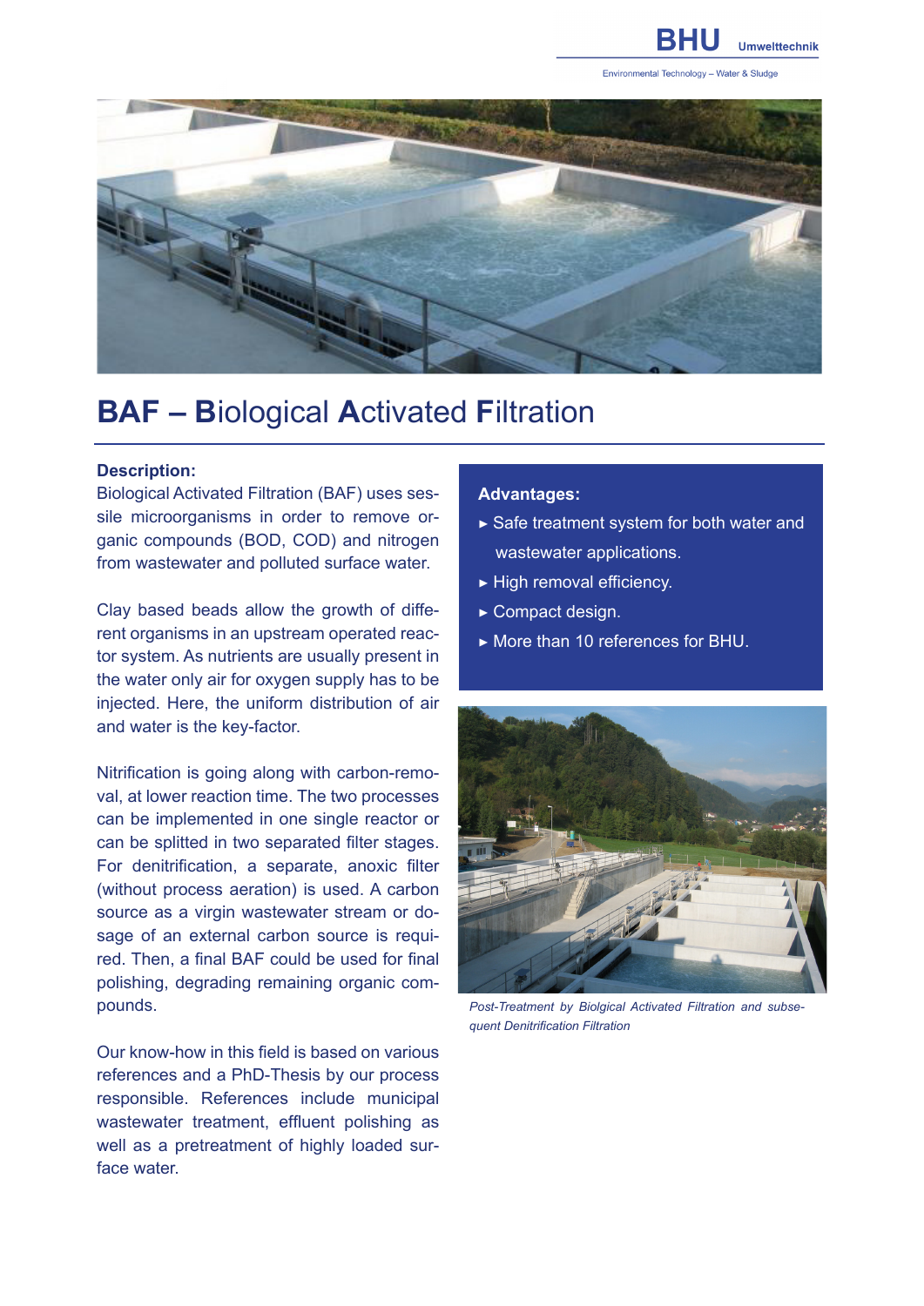# BAF – Biological Activated Filtration

**Description:**

Biological Activated Filtration (BAF) uses sessile microorganisms in order to remove organic compounds (BOD, COD) and nitrogen from wastewater and polluted surface water.

Clay based beads allow the growth of different organisms in an upstream operated reactor system. As nutrients are usually present in the water only air for oxygen supply has to be injected. Here, the uniform distribution of air and water is the key-factor.

Nitrification is going along with carbon-removal, at lower reaction time. The two processes can be implemented in one single reactor or can be splitted in two separated filter stages. For denitrification, a separate, anoxic filter (without process aeration) is used. A carbon source as a virgin wastewater stream or dosage of an external carbon source is required. Then, a final BAF could be used for final polishing, degrading remaining organic compounds.

Our know-how in this field is based on various references and a PhD-Thesis by our process responsible. References include municipal wastewater treatment, effluent polishing as well as a pretreatment of highly loaded surface water.

**Advantages:**

- Safe treatment system for both water and wastewater applications.
- High removal efficiency.
- Compact design.
- More than 10 references for BHU.

*Post-Treatment by Biolgical Activated Filtration and subsequent Denitrification Filtration*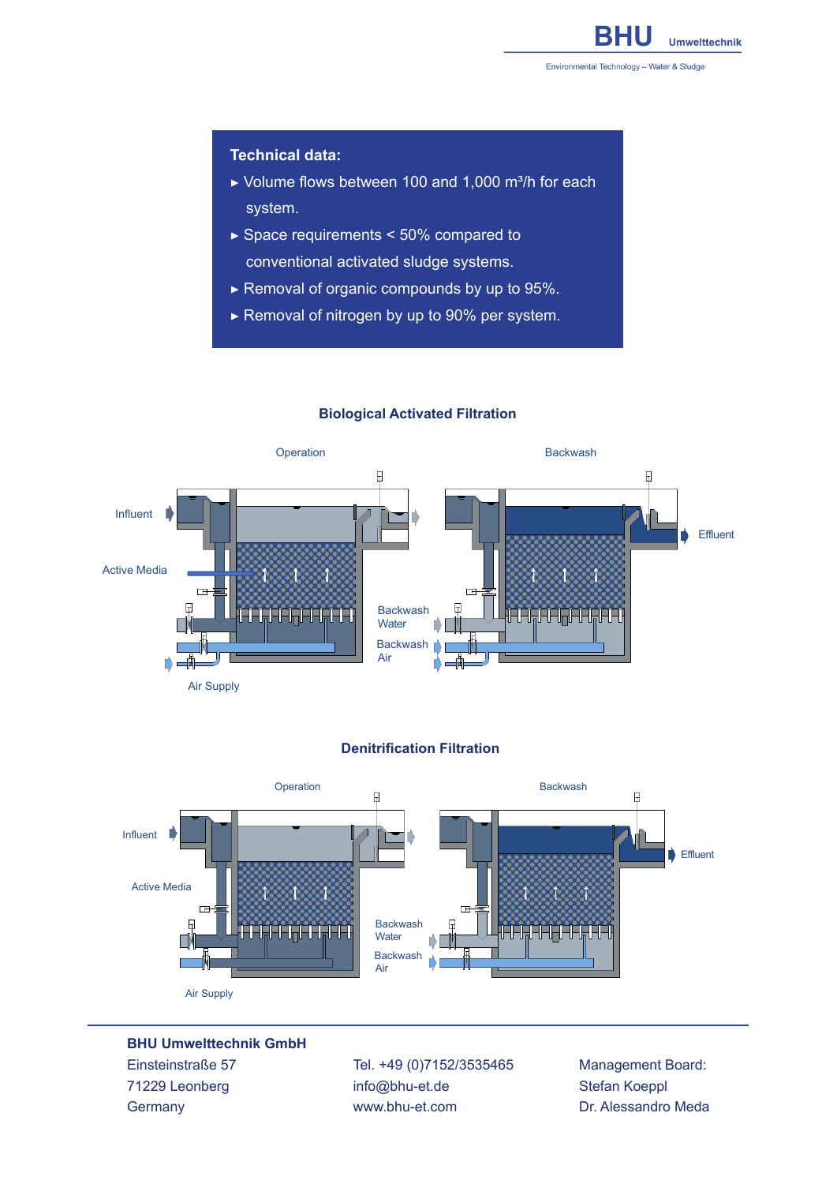**Technical data:**

- Volume flows between 100 and 1,000 m³/h for each system.
- Space requirements < 50% compared to conventional activated sludge systems.
- Removal of organic compounds by up to 95%.
- Removal of nitrogen by up to 90% per system.

## Biological Activated Filtration

Operation

Backwash

Influent

Active Media

Backwash Water

Backwash Air

Air Supply

Effluent

## Denitrification Filtration

Operation

Backwash

Influent

Active Media

Backwash Water

Backwash Air

Air Supply

Effluent

**BHU Umwelttechnik GmbH**
Einsteinstraße 57
71229 Leonberg
Germany

Tel. +49 (0)7152/3535465
info@bhu-et.de
www.bhu-et.com

Management Board:
Stefan Koeppl
Dr. Alessandro Meda